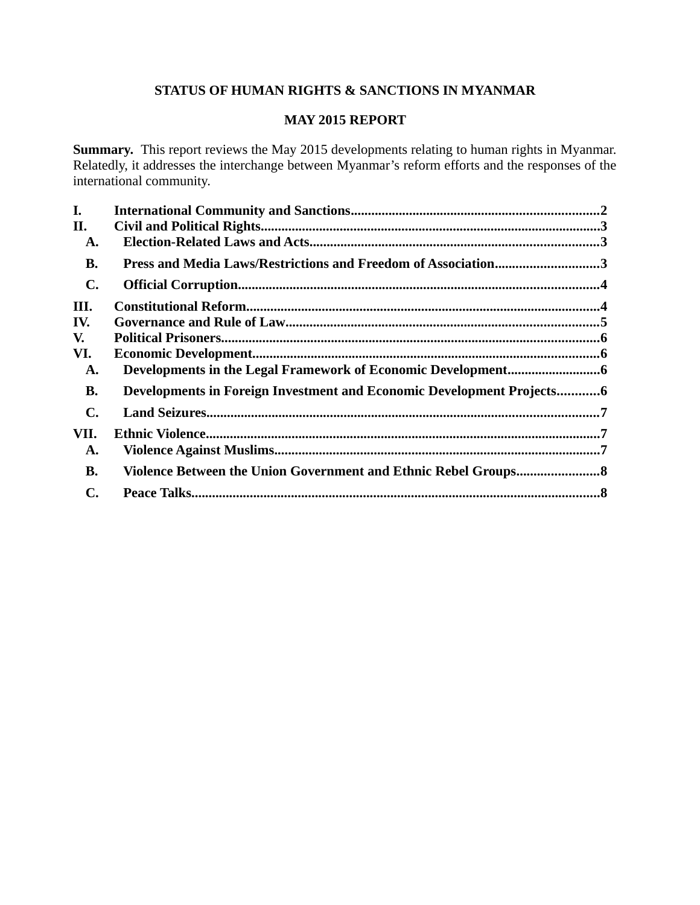# STATUS OF HUMAN RIGHTS & SANCTIONS IN MYANMAR

## MAY 2015 REPORT

**Summary.** This report reviews the May 2015 developments relating to human rights in Myanmar. Relatedly, it addresses the interchange between Myanmar's reform efforts and the responses of the international community.

**I. International Community and Sanctions** .......... 2

**II. Civil and Political Rights** .......... 3

- **A. Election-Related Laws and Acts** .......... 3
- **B. Press and Media Laws/Restrictions and Freedom of Association** .......... 3
- **C. Official Corruption** .......... 4

**III. Constitutional Reform** .......... 4

**IV. Governance and Rule of Law** .......... 5

**V. Political Prisoners** .......... 6

**VI. Economic Development** .......... 6

- **A. Developments in the Legal Framework of Economic Development** .......... 6
- **B. Developments in Foreign Investment and Economic Development Projects** .......... 6
- **C. Land Seizures** .......... 7

**VII. Ethnic Violence** .......... 7

- **A. Violence Against Muslims** .......... 7
- **B. Violence Between the Union Government and Ethnic Rebel Groups** .......... 8
- **C. Peace Talks** .......... 8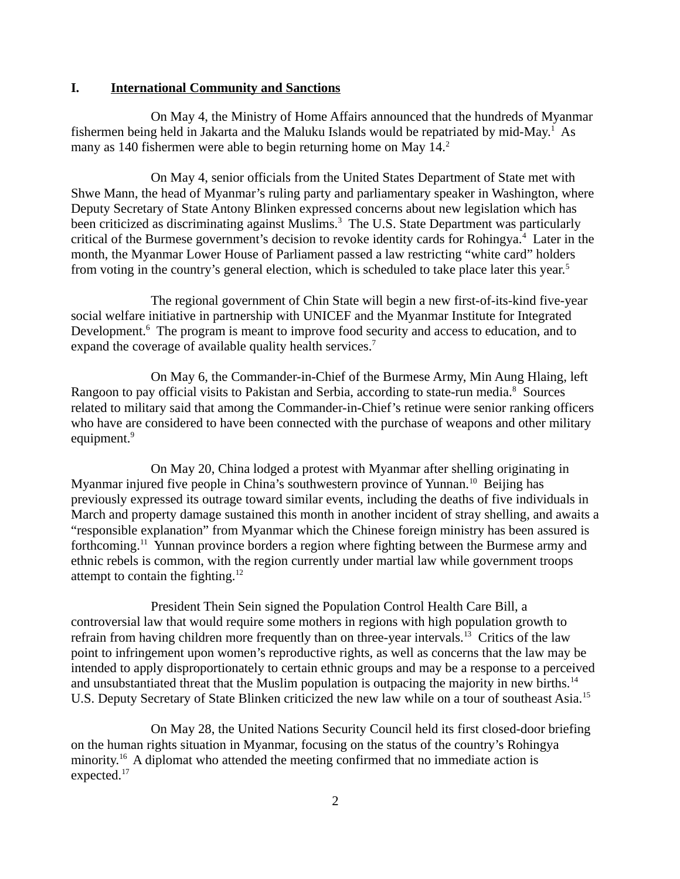## I. International Community and Sanctions

On May 4, the Ministry of Home Affairs announced that the hundreds of Myanmar fishermen being held in Jakarta and the Maluku Islands would be repatriated by mid-May.[1] As many as 140 fishermen were able to begin returning home on May 14.[2]

On May 4, senior officials from the United States Department of State met with Shwe Mann, the head of Myanmar's ruling party and parliamentary speaker in Washington, where Deputy Secretary of State Antony Blinken expressed concerns about new legislation which has been criticized as discriminating against Muslims.[3] The U.S. State Department was particularly critical of the Burmese government's decision to revoke identity cards for Rohingya.[4] Later in the month, the Myanmar Lower House of Parliament passed a law restricting "white card" holders from voting in the country's general election, which is scheduled to take place later this year.[5]

The regional government of Chin State will begin a new first-of-its-kind five-year social welfare initiative in partnership with UNICEF and the Myanmar Institute for Integrated Development.[6] The program is meant to improve food security and access to education, and to expand the coverage of available quality health services.[7]

On May 6, the Commander-in-Chief of the Burmese Army, Min Aung Hlaing, left Rangoon to pay official visits to Pakistan and Serbia, according to state-run media.[8] Sources related to military said that among the Commander-in-Chief's retinue were senior ranking officers who have are considered to have been connected with the purchase of weapons and other military equipment.[9]

On May 20, China lodged a protest with Myanmar after shelling originating in Myanmar injured five people in China's southwestern province of Yunnan.[10] Beijing has previously expressed its outrage toward similar events, including the deaths of five individuals in March and property damage sustained this month in another incident of stray shelling, and awaits a "responsible explanation" from Myanmar which the Chinese foreign ministry has been assured is forthcoming.[11] Yunnan province borders a region where fighting between the Burmese army and ethnic rebels is common, with the region currently under martial law while government troops attempt to contain the fighting.[12]

President Thein Sein signed the Population Control Health Care Bill, a controversial law that would require some mothers in regions with high population growth to refrain from having children more frequently than on three-year intervals.[13] Critics of the law point to infringement upon women's reproductive rights, as well as concerns that the law may be intended to apply disproportionately to certain ethnic groups and may be a response to a perceived and unsubstantiated threat that the Muslim population is outpacing the majority in new births.[14] U.S. Deputy Secretary of State Blinken criticized the new law while on a tour of southeast Asia.[15]

On May 28, the United Nations Security Council held its first closed-door briefing on the human rights situation in Myanmar, focusing on the status of the country's Rohingya minority.[16] A diplomat who attended the meeting confirmed that no immediate action is expected.[17]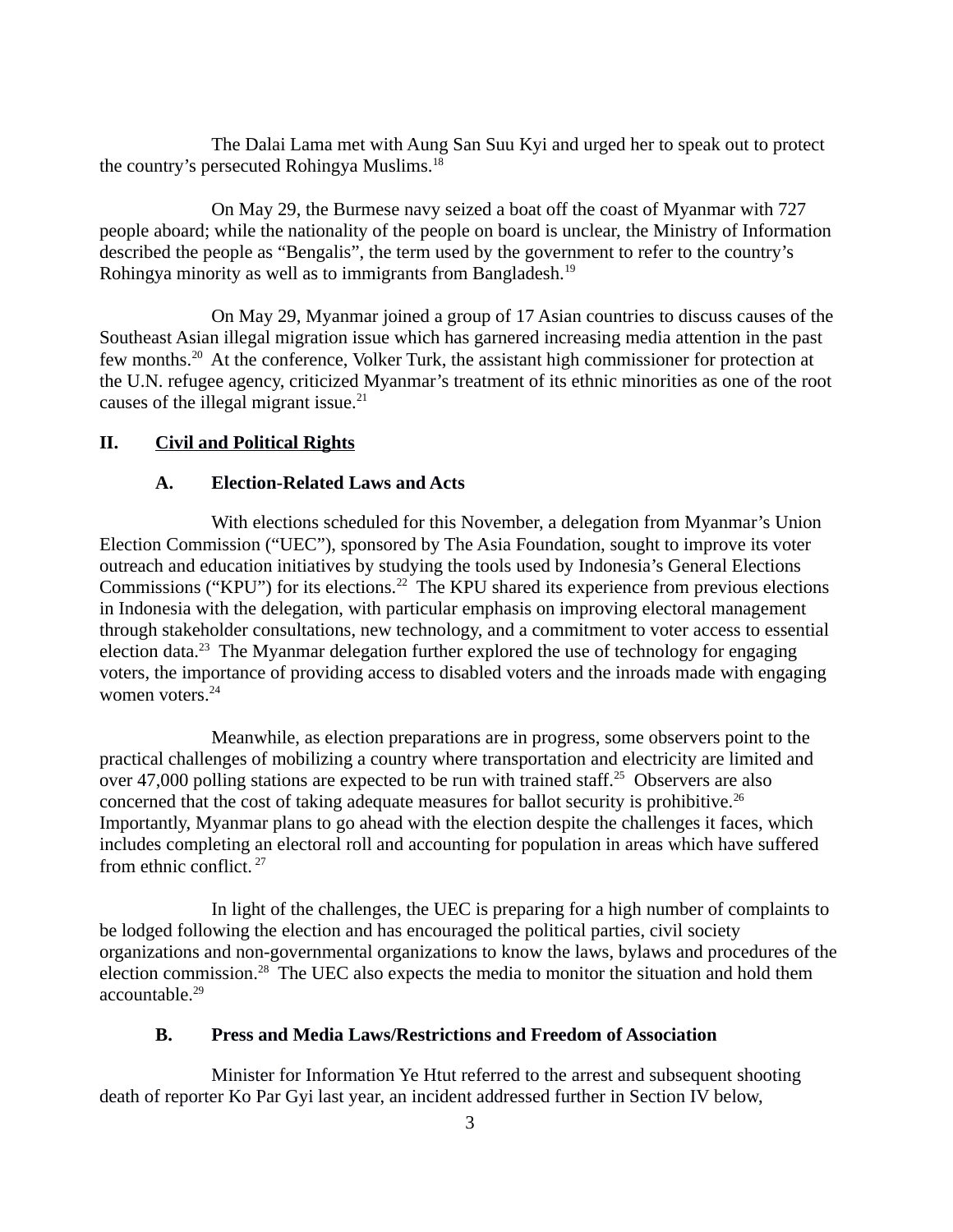The Dalai Lama met with Aung San Suu Kyi and urged her to speak out to protect the country's persecuted Rohingya Muslims.[18]

On May 29, the Burmese navy seized a boat off the coast of Myanmar with 727 people aboard; while the nationality of the people on board is unclear, the Ministry of Information described the people as "Bengalis", the term used by the government to refer to the country's Rohingya minority as well as to immigrants from Bangladesh.[19]

On May 29, Myanmar joined a group of 17 Asian countries to discuss causes of the Southeast Asian illegal migration issue which has garnered increasing media attention in the past few months.[20] At the conference, Volker Turk, the assistant high commissioner for protection at the U.N. refugee agency, criticized Myanmar's treatment of its ethnic minorities as one of the root causes of the illegal migrant issue.[21]

## II. Civil and Political Rights

### A. Election-Related Laws and Acts

With elections scheduled for this November, a delegation from Myanmar's Union Election Commission ("UEC"), sponsored by The Asia Foundation, sought to improve its voter outreach and education initiatives by studying the tools used by Indonesia's General Elections Commissions ("KPU") for its elections.[22] The KPU shared its experience from previous elections in Indonesia with the delegation, with particular emphasis on improving electoral management through stakeholder consultations, new technology, and a commitment to voter access to essential election data.[23] The Myanmar delegation further explored the use of technology for engaging voters, the importance of providing access to disabled voters and the inroads made with engaging women voters.[24]

Meanwhile, as election preparations are in progress, some observers point to the practical challenges of mobilizing a country where transportation and electricity are limited and over 47,000 polling stations are expected to be run with trained staff.[25] Observers are also concerned that the cost of taking adequate measures for ballot security is prohibitive.[26] Importantly, Myanmar plans to go ahead with the election despite the challenges it faces, which includes completing an electoral roll and accounting for population in areas which have suffered from ethnic conflict.[27]

In light of the challenges, the UEC is preparing for a high number of complaints to be lodged following the election and has encouraged the political parties, civil society organizations and non-governmental organizations to know the laws, bylaws and procedures of the election commission.[28] The UEC also expects the media to monitor the situation and hold them accountable.[29]

### B. Press and Media Laws/Restrictions and Freedom of Association

Minister for Information Ye Htut referred to the arrest and subsequent shooting death of reporter Ko Par Gyi last year, an incident addressed further in Section IV below,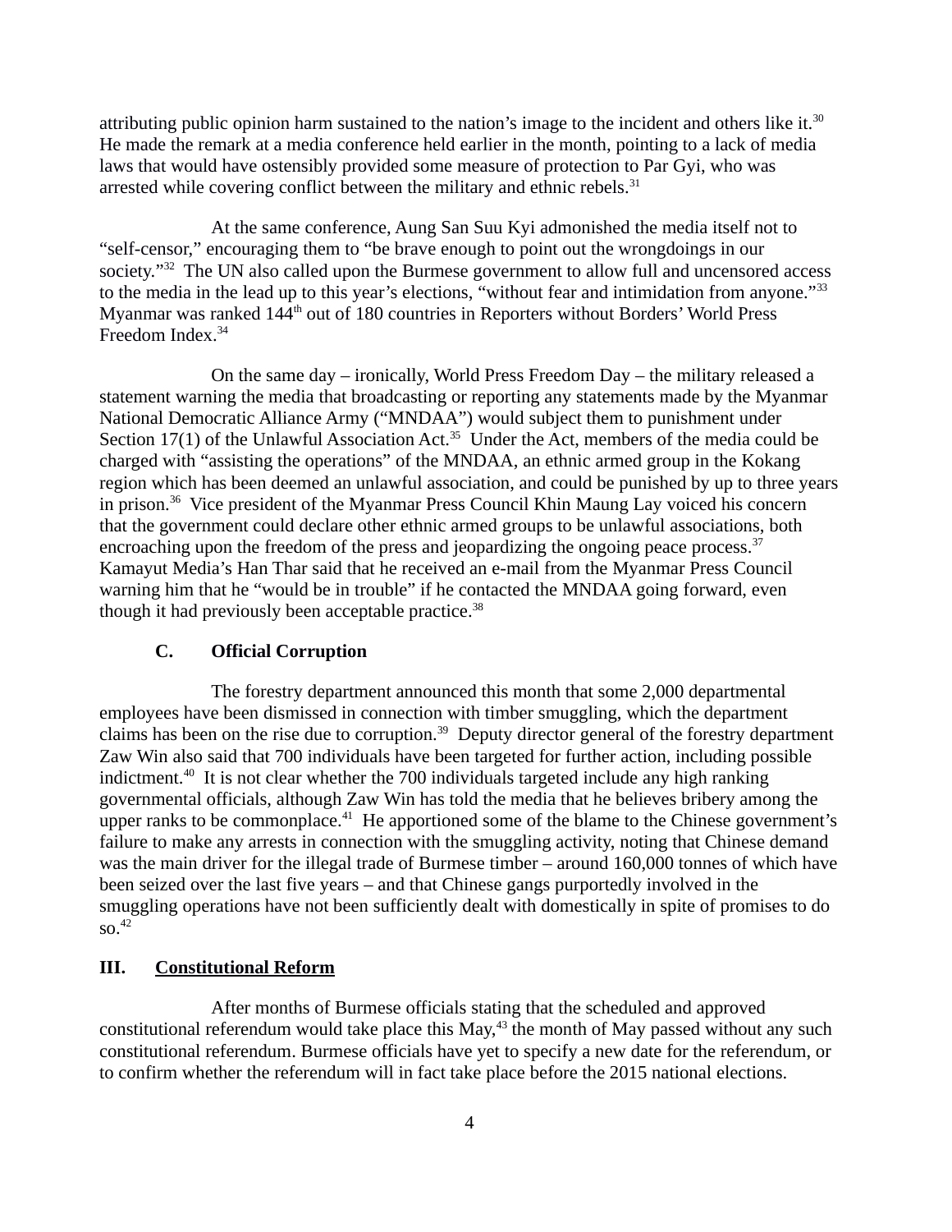attributing public opinion harm sustained to the nation's image to the incident and others like it.[30] He made the remark at a media conference held earlier in the month, pointing to a lack of media laws that would have ostensibly provided some measure of protection to Par Gyi, who was arrested while covering conflict between the military and ethnic rebels.[31]

At the same conference, Aung San Suu Kyi admonished the media itself not to "self-censor," encouraging them to "be brave enough to point out the wrongdoings in our society."[32] The UN also called upon the Burmese government to allow full and uncensored access to the media in the lead up to this year's elections, "without fear and intimidation from anyone."[33] Myanmar was ranked 144th out of 180 countries in Reporters without Borders' World Press Freedom Index.[34]

On the same day – ironically, World Press Freedom Day – the military released a statement warning the media that broadcasting or reporting any statements made by the Myanmar National Democratic Alliance Army ("MNDAA") would subject them to punishment under Section 17(1) of the Unlawful Association Act.[35] Under the Act, members of the media could be charged with "assisting the operations" of the MNDAA, an ethnic armed group in the Kokang region which has been deemed an unlawful association, and could be punished by up to three years in prison.[36] Vice president of the Myanmar Press Council Khin Maung Lay voiced his concern that the government could declare other ethnic armed groups to be unlawful associations, both encroaching upon the freedom of the press and jeopardizing the ongoing peace process.[37] Kamayut Media's Han Thar said that he received an e-mail from the Myanmar Press Council warning him that he "would be in trouble" if he contacted the MNDAA going forward, even though it had previously been acceptable practice.[38]

### C. Official Corruption

The forestry department announced this month that some 2,000 departmental employees have been dismissed in connection with timber smuggling, which the department claims has been on the rise due to corruption.[39] Deputy director general of the forestry department Zaw Win also said that 700 individuals have been targeted for further action, including possible indictment.[40] It is not clear whether the 700 individuals targeted include any high ranking governmental officials, although Zaw Win has told the media that he believes bribery among the upper ranks to be commonplace.[41] He apportioned some of the blame to the Chinese government's failure to make any arrests in connection with the smuggling activity, noting that Chinese demand was the main driver for the illegal trade of Burmese timber – around 160,000 tonnes of which have been seized over the last five years – and that Chinese gangs purportedly involved in the smuggling operations have not been sufficiently dealt with domestically in spite of promises to do so.[42]

## III. Constitutional Reform

After months of Burmese officials stating that the scheduled and approved constitutional referendum would take place this May,[43] the month of May passed without any such constitutional referendum. Burmese officials have yet to specify a new date for the referendum, or to confirm whether the referendum will in fact take place before the 2015 national elections.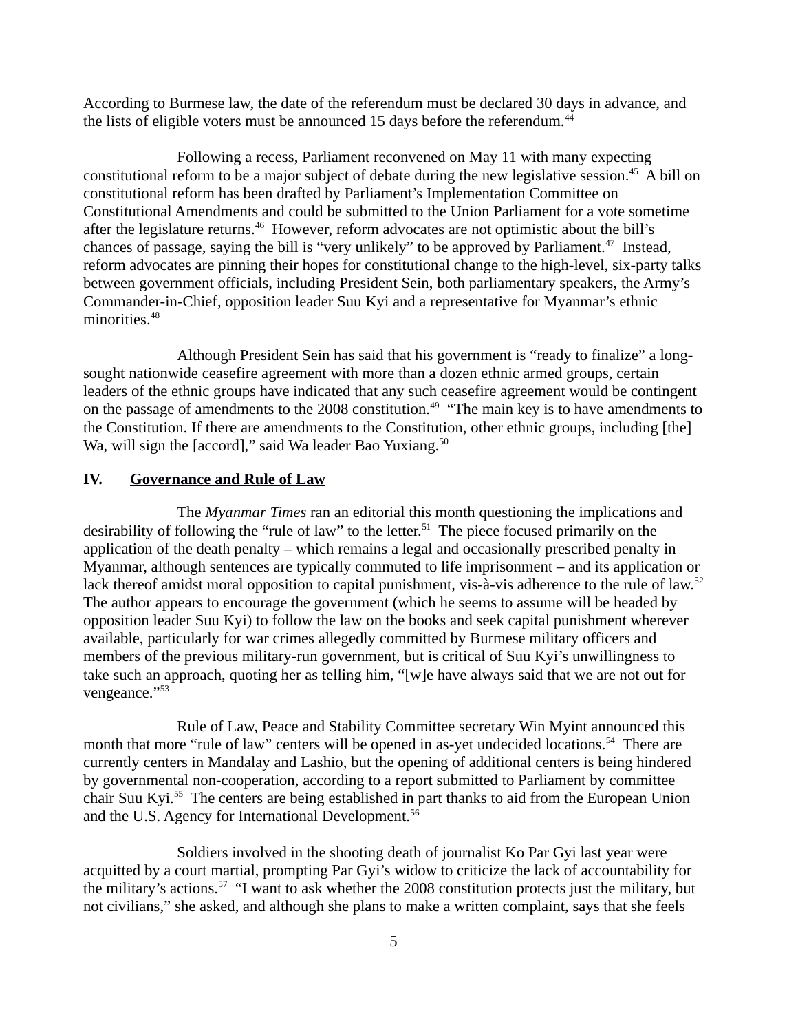According to Burmese law, the date of the referendum must be declared 30 days in advance, and the lists of eligible voters must be announced 15 days before the referendum.[44]

Following a recess, Parliament reconvened on May 11 with many expecting constitutional reform to be a major subject of debate during the new legislative session.[45] A bill on constitutional reform has been drafted by Parliament's Implementation Committee on Constitutional Amendments and could be submitted to the Union Parliament for a vote sometime after the legislature returns.[46] However, reform advocates are not optimistic about the bill's chances of passage, saying the bill is "very unlikely" to be approved by Parliament.[47] Instead, reform advocates are pinning their hopes for constitutional change to the high-level, six-party talks between government officials, including President Sein, both parliamentary speakers, the Army's Commander-in-Chief, opposition leader Suu Kyi and a representative for Myanmar's ethnic minorities.[48]

Although President Sein has said that his government is "ready to finalize" a long-sought nationwide ceasefire agreement with more than a dozen ethnic armed groups, certain leaders of the ethnic groups have indicated that any such ceasefire agreement would be contingent on the passage of amendments to the 2008 constitution.[49] "The main key is to have amendments to the Constitution. If there are amendments to the Constitution, other ethnic groups, including [the] Wa, will sign the [accord]," said Wa leader Bao Yuxiang.[50]

## IV. Governance and Rule of Law

The *Myanmar Times* ran an editorial this month questioning the implications and desirability of following the "rule of law" to the letter.[51] The piece focused primarily on the application of the death penalty – which remains a legal and occasionally prescribed penalty in Myanmar, although sentences are typically commuted to life imprisonment – and its application or lack thereof amidst moral opposition to capital punishment, vis-à-vis adherence to the rule of law.[52] The author appears to encourage the government (which he seems to assume will be headed by opposition leader Suu Kyi) to follow the law on the books and seek capital punishment wherever available, particularly for war crimes allegedly committed by Burmese military officers and members of the previous military-run government, but is critical of Suu Kyi's unwillingness to take such an approach, quoting her as telling him, "[w]e have always said that we are not out for vengeance."[53]

Rule of Law, Peace and Stability Committee secretary Win Myint announced this month that more "rule of law" centers will be opened in as-yet undecided locations.[54] There are currently centers in Mandalay and Lashio, but the opening of additional centers is being hindered by governmental non-cooperation, according to a report submitted to Parliament by committee chair Suu Kyi.[55] The centers are being established in part thanks to aid from the European Union and the U.S. Agency for International Development.[56]

Soldiers involved in the shooting death of journalist Ko Par Gyi last year were acquitted by a court martial, prompting Par Gyi's widow to criticize the lack of accountability for the military's actions.[57] "I want to ask whether the 2008 constitution protects just the military, but not civilians," she asked, and although she plans to make a written complaint, says that she feels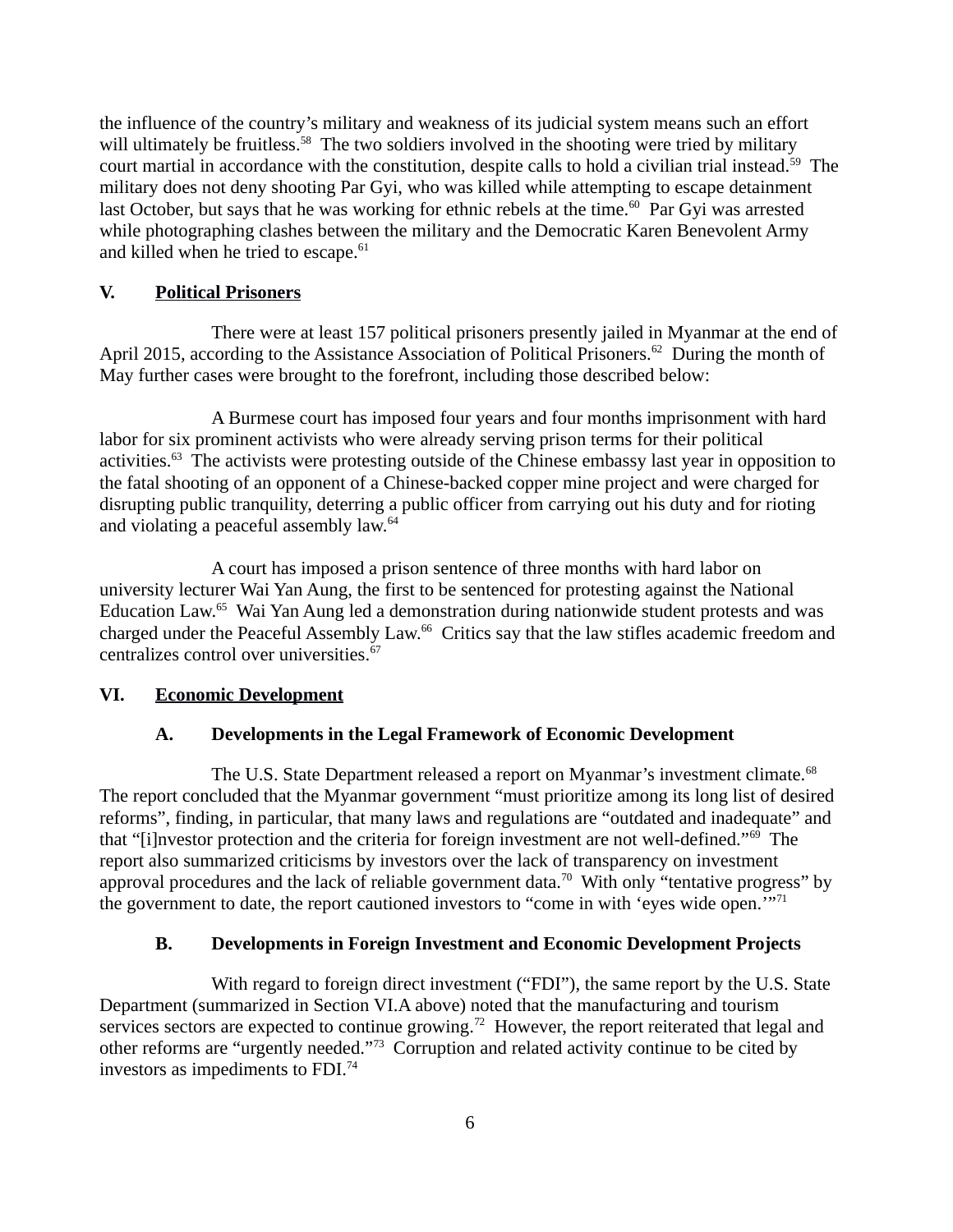the influence of the country's military and weakness of its judicial system means such an effort will ultimately be fruitless.[58] The two soldiers involved in the shooting were tried by military court martial in accordance with the constitution, despite calls to hold a civilian trial instead.[59] The military does not deny shooting Par Gyi, who was killed while attempting to escape detainment last October, but says that he was working for ethnic rebels at the time.[60] Par Gyi was arrested while photographing clashes between the military and the Democratic Karen Benevolent Army and killed when he tried to escape.[61]

## V. Political Prisoners

There were at least 157 political prisoners presently jailed in Myanmar at the end of April 2015, according to the Assistance Association of Political Prisoners.[62] During the month of May further cases were brought to the forefront, including those described below:

A Burmese court has imposed four years and four months imprisonment with hard labor for six prominent activists who were already serving prison terms for their political activities.[63] The activists were protesting outside of the Chinese embassy last year in opposition to the fatal shooting of an opponent of a Chinese-backed copper mine project and were charged for disrupting public tranquility, deterring a public officer from carrying out his duty and for rioting and violating a peaceful assembly law.[64]

A court has imposed a prison sentence of three months with hard labor on university lecturer Wai Yan Aung, the first to be sentenced for protesting against the National Education Law.[65] Wai Yan Aung led a demonstration during nationwide student protests and was charged under the Peaceful Assembly Law.[66] Critics say that the law stifles academic freedom and centralizes control over universities.[67]

## VI. Economic Development

### A. Developments in the Legal Framework of Economic Development

The U.S. State Department released a report on Myanmar's investment climate.[68] The report concluded that the Myanmar government "must prioritize among its long list of desired reforms", finding, in particular, that many laws and regulations are "outdated and inadequate" and that "[i]nvestor protection and the criteria for foreign investment are not well-defined."[69] The report also summarized criticisms by investors over the lack of transparency on investment approval procedures and the lack of reliable government data.[70] With only "tentative progress" by the government to date, the report cautioned investors to "come in with 'eyes wide open.'"[71]

### B. Developments in Foreign Investment and Economic Development Projects

With regard to foreign direct investment ("FDI"), the same report by the U.S. State Department (summarized in Section VI.A above) noted that the manufacturing and tourism services sectors are expected to continue growing.[72] However, the report reiterated that legal and other reforms are "urgently needed."[73] Corruption and related activity continue to be cited by investors as impediments to FDI.[74]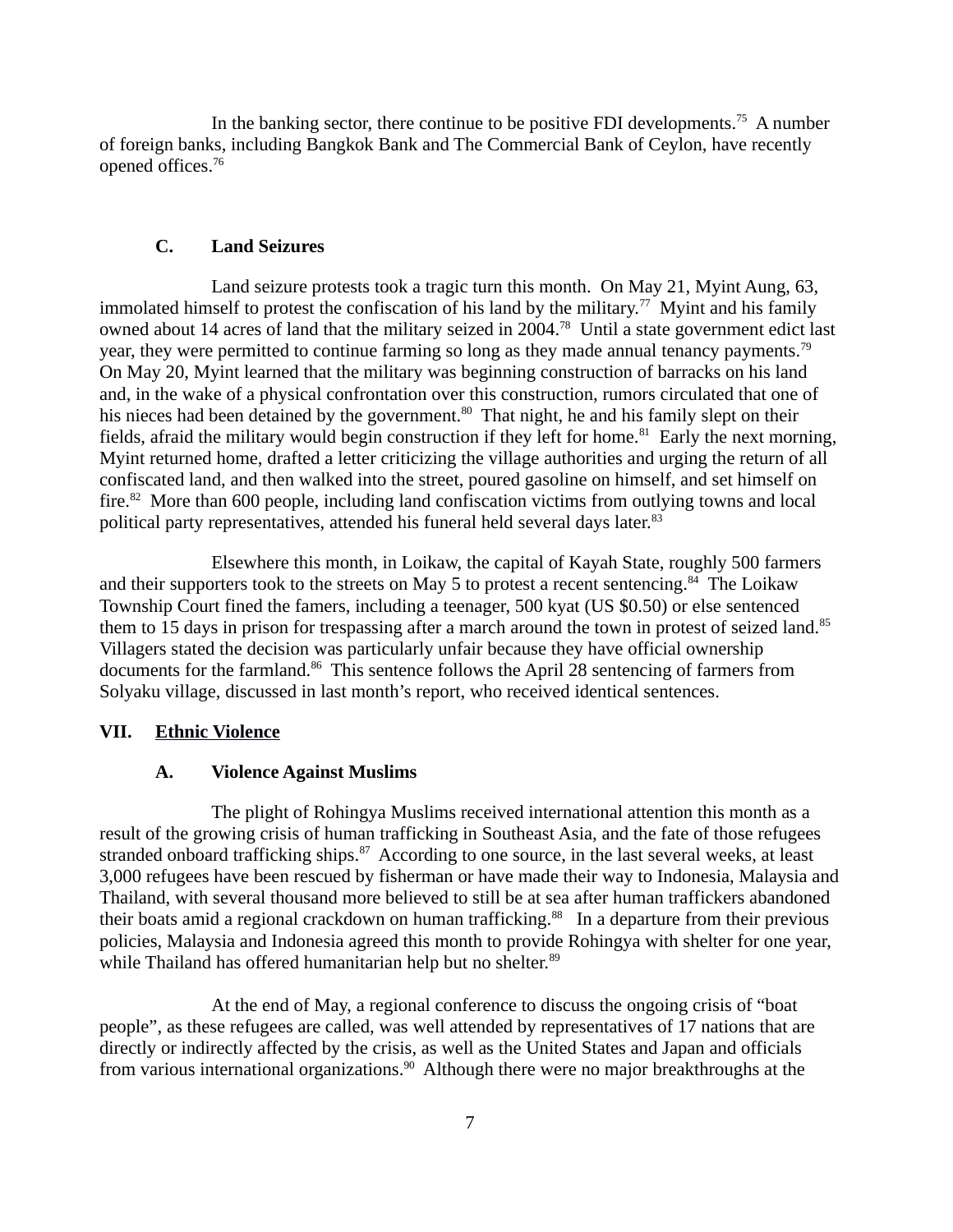In the banking sector, there continue to be positive FDI developments.[75] A number of foreign banks, including Bangkok Bank and The Commercial Bank of Ceylon, have recently opened offices.[76]

### C. Land Seizures

Land seizure protests took a tragic turn this month. On May 21, Myint Aung, 63, immolated himself to protest the confiscation of his land by the military.[77] Myint and his family owned about 14 acres of land that the military seized in 2004.[78] Until a state government edict last year, they were permitted to continue farming so long as they made annual tenancy payments.[79] On May 20, Myint learned that the military was beginning construction of barracks on his land and, in the wake of a physical confrontation over this construction, rumors circulated that one of his nieces had been detained by the government.[80] That night, he and his family slept on their fields, afraid the military would begin construction if they left for home.[81] Early the next morning, Myint returned home, drafted a letter criticizing the village authorities and urging the return of all confiscated land, and then walked into the street, poured gasoline on himself, and set himself on fire.[82] More than 600 people, including land confiscation victims from outlying towns and local political party representatives, attended his funeral held several days later.[83]

Elsewhere this month, in Loikaw, the capital of Kayah State, roughly 500 farmers and their supporters took to the streets on May 5 to protest a recent sentencing.[84] The Loikaw Township Court fined the famers, including a teenager, 500 kyat (US $0.50) or else sentenced them to 15 days in prison for trespassing after a march around the town in protest of seized land.[85] Villagers stated the decision was particularly unfair because they have official ownership documents for the farmland.[86] This sentence follows the April 28 sentencing of farmers from Solyaku village, discussed in last month's report, who received identical sentences.

## VII. Ethnic Violence

### A. Violence Against Muslims

The plight of Rohingya Muslims received international attention this month as a result of the growing crisis of human trafficking in Southeast Asia, and the fate of those refugees stranded onboard trafficking ships.[87] According to one source, in the last several weeks, at least 3,000 refugees have been rescued by fisherman or have made their way to Indonesia, Malaysia and Thailand, with several thousand more believed to still be at sea after human traffickers abandoned their boats amid a regional crackdown on human trafficking.[88] In a departure from their previous policies, Malaysia and Indonesia agreed this month to provide Rohingya with shelter for one year, while Thailand has offered humanitarian help but no shelter.[89]

At the end of May, a regional conference to discuss the ongoing crisis of "boat people", as these refugees are called, was well attended by representatives of 17 nations that are directly or indirectly affected by the crisis, as well as the United States and Japan and officials from various international organizations.[90] Although there were no major breakthroughs at the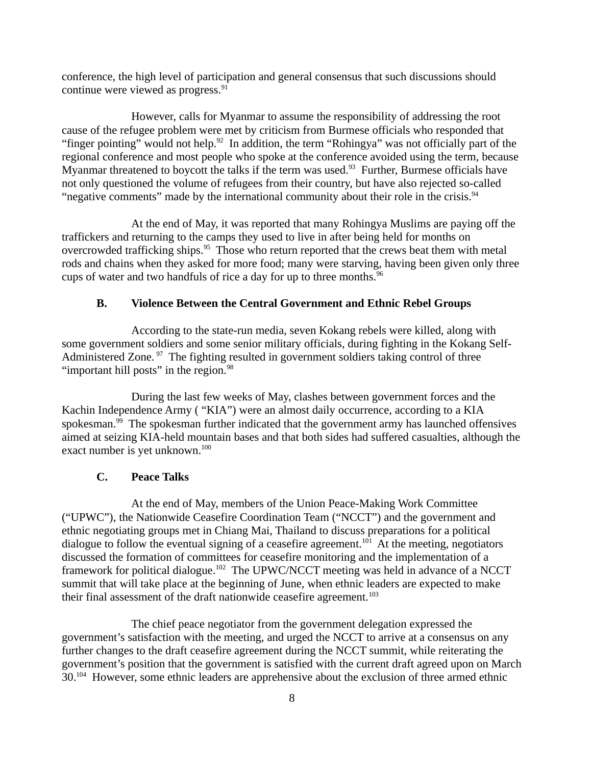conference, the high level of participation and general consensus that such discussions should continue were viewed as progress.[91]

However, calls for Myanmar to assume the responsibility of addressing the root cause of the refugee problem were met by criticism from Burmese officials who responded that "finger pointing" would not help.[92] In addition, the term "Rohingya" was not officially part of the regional conference and most people who spoke at the conference avoided using the term, because Myanmar threatened to boycott the talks if the term was used.[93] Further, Burmese officials have not only questioned the volume of refugees from their country, but have also rejected so-called "negative comments" made by the international community about their role in the crisis.[94]

At the end of May, it was reported that many Rohingya Muslims are paying off the traffickers and returning to the camps they used to live in after being held for months on overcrowded trafficking ships.[95] Those who return reported that the crews beat them with metal rods and chains when they asked for more food; many were starving, having been given only three cups of water and two handfuls of rice a day for up to three months.[96]

### B. Violence Between the Central Government and Ethnic Rebel Groups

According to the state-run media, seven Kokang rebels were killed, along with some government soldiers and some senior military officials, during fighting in the Kokang Self-Administered Zone.[97] The fighting resulted in government soldiers taking control of three "important hill posts" in the region.[98]

During the last few weeks of May, clashes between government forces and the Kachin Independence Army ( "KIA") were an almost daily occurrence, according to a KIA spokesman.[99] The spokesman further indicated that the government army has launched offensives aimed at seizing KIA-held mountain bases and that both sides had suffered casualties, although the exact number is yet unknown.[100]

### C. Peace Talks

At the end of May, members of the Union Peace-Making Work Committee ("UPWC"), the Nationwide Ceasefire Coordination Team ("NCCT") and the government and ethnic negotiating groups met in Chiang Mai, Thailand to discuss preparations for a political dialogue to follow the eventual signing of a ceasefire agreement.[101] At the meeting, negotiators discussed the formation of committees for ceasefire monitoring and the implementation of a framework for political dialogue.[102] The UPWC/NCCT meeting was held in advance of a NCCT summit that will take place at the beginning of June, when ethnic leaders are expected to make their final assessment of the draft nationwide ceasefire agreement.[103]

The chief peace negotiator from the government delegation expressed the government's satisfaction with the meeting, and urged the NCCT to arrive at a consensus on any further changes to the draft ceasefire agreement during the NCCT summit, while reiterating the government's position that the government is satisfied with the current draft agreed upon on March 30.[104] However, some ethnic leaders are apprehensive about the exclusion of three armed ethnic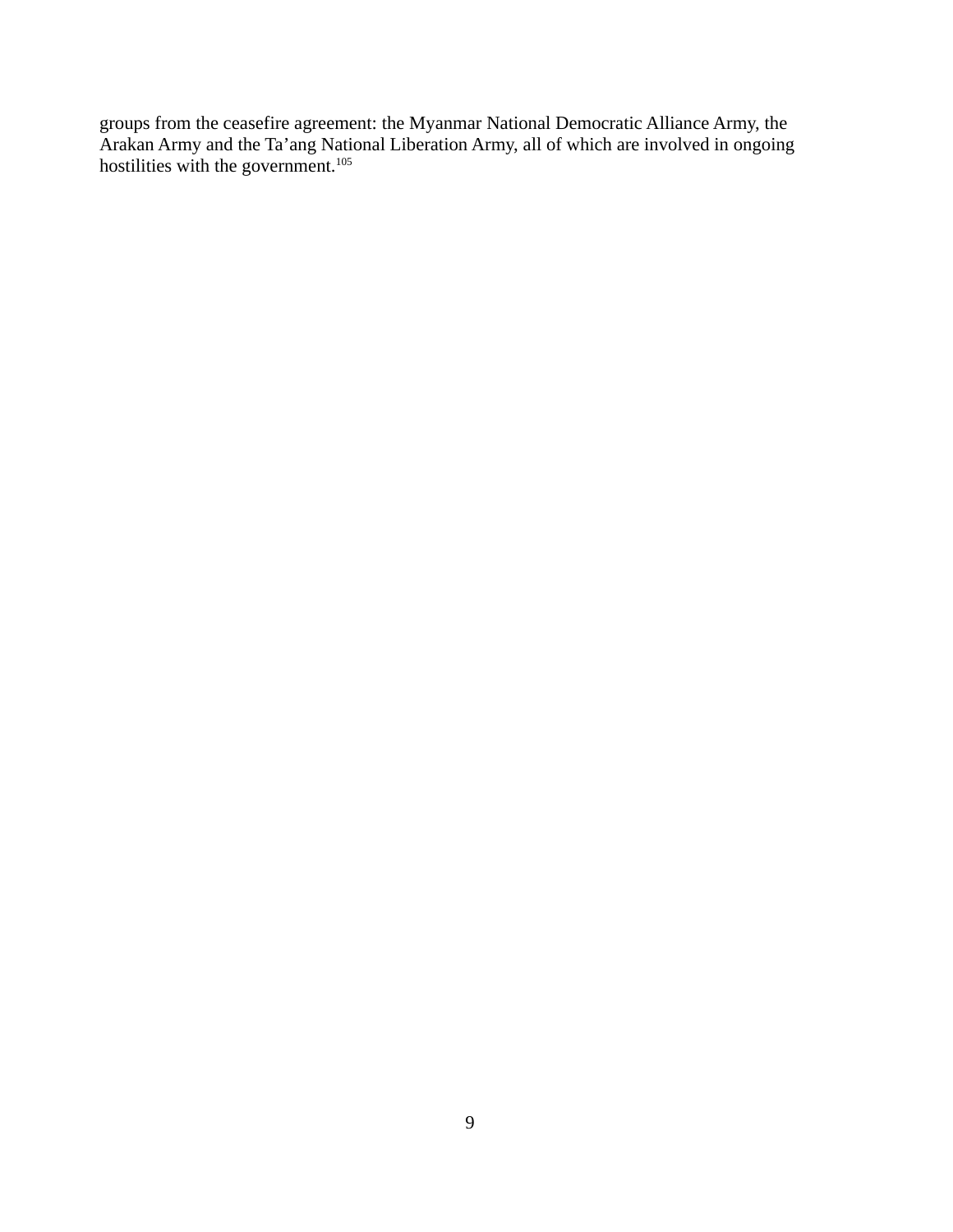groups from the ceasefire agreement: the Myanmar National Democratic Alliance Army, the Arakan Army and the Ta'ang National Liberation Army, all of which are involved in ongoing hostilities with the government.[105]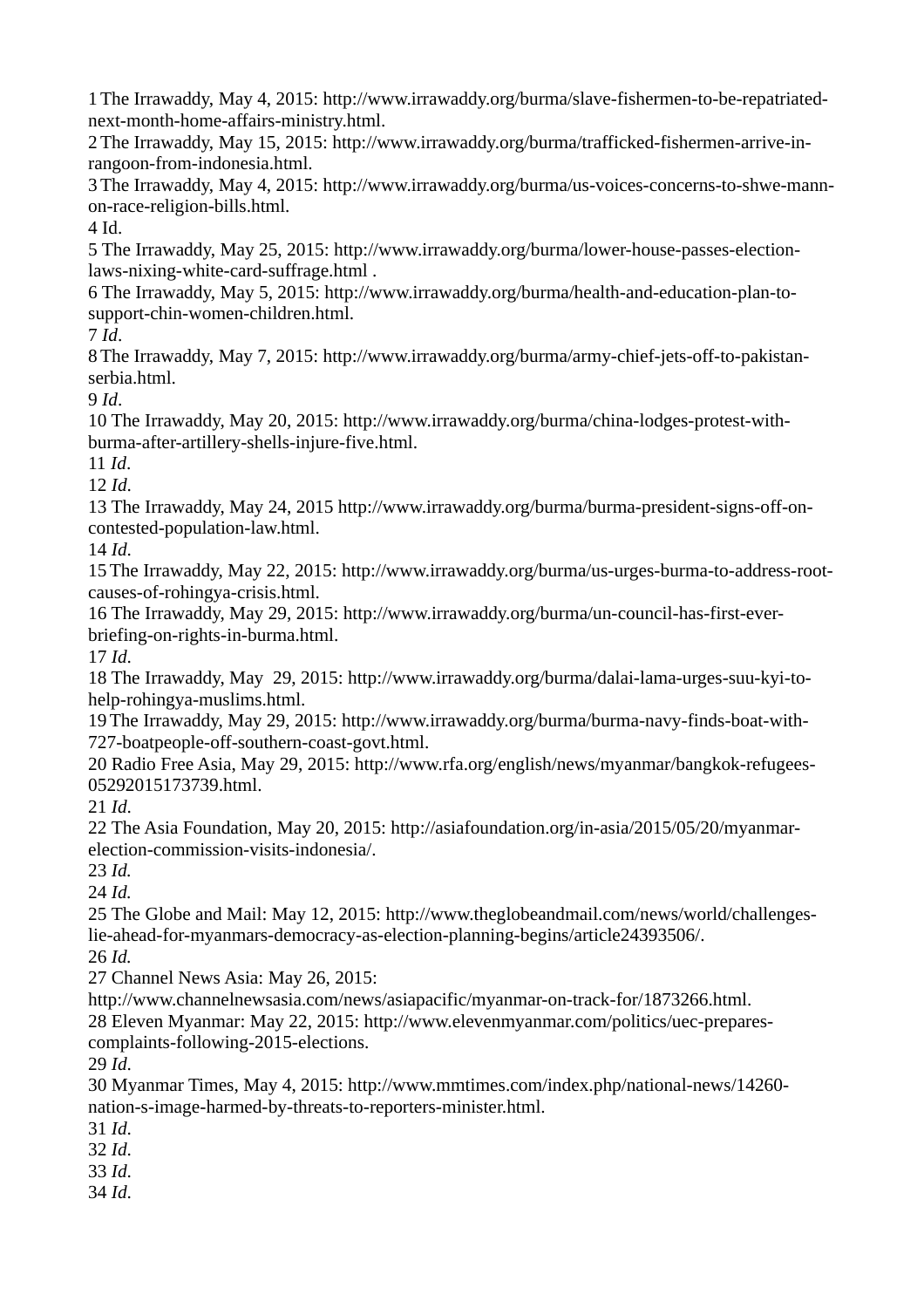1 The Irrawaddy, May 4, 2015: http://www.irrawaddy.org/burma/slave-fishermen-to-be-repatriated-next-month-home-affairs-ministry.html.

2 The Irrawaddy, May 15, 2015: http://www.irrawaddy.org/burma/trafficked-fishermen-arrive-in-rangoon-from-indonesia.html.

3 The Irrawaddy, May 4, 2015: http://www.irrawaddy.org/burma/us-voices-concerns-to-shwe-mann-on-race-religion-bills.html.

4 Id.

5 The Irrawaddy, May 25, 2015: http://www.irrawaddy.org/burma/lower-house-passes-election-laws-nixing-white-card-suffrage.html .

6 The Irrawaddy, May 5, 2015: http://www.irrawaddy.org/burma/health-and-education-plan-to-support-chin-women-children.html.

7 *Id*.

8 The Irrawaddy, May 7, 2015: http://www.irrawaddy.org/burma/army-chief-jets-off-to-pakistan-serbia.html.

9 *Id*.

10 The Irrawaddy, May 20, 2015: http://www.irrawaddy.org/burma/china-lodges-protest-with-burma-after-artillery-shells-injure-five.html.

11 *Id*.

12 *Id*.

13 The Irrawaddy, May 24, 2015 http://www.irrawaddy.org/burma/burma-president-signs-off-on-contested-population-law.html.

14 *Id*.

15 The Irrawaddy, May 22, 2015: http://www.irrawaddy.org/burma/us-urges-burma-to-address-root-causes-of-rohingya-crisis.html.

16 The Irrawaddy, May 29, 2015: http://www.irrawaddy.org/burma/un-council-has-first-ever-briefing-on-rights-in-burma.html.

17 *Id*.

18 The Irrawaddy, May  29, 2015: http://www.irrawaddy.org/burma/dalai-lama-urges-suu-kyi-to-help-rohingya-muslims.html.

19 The Irrawaddy, May 29, 2015: http://www.irrawaddy.org/burma/burma-navy-finds-boat-with-727-boatpeople-off-southern-coast-govt.html.

20 Radio Free Asia, May 29, 2015: http://www.rfa.org/english/news/myanmar/bangkok-refugees-05292015173739.html.

21 *Id*.

22 The Asia Foundation, May 20, 2015: http://asiafoundation.org/in-asia/2015/05/20/myanmar-election-commission-visits-indonesia/.

23 *Id.*

24 *Id.*

25 The Globe and Mail: May 12, 2015: http://www.theglobeandmail.com/news/world/challenges-lie-ahead-for-myanmars-democracy-as-election-planning-begins/article24393506/.

26 *Id.*

27 Channel News Asia: May 26, 2015: http://www.channelnewsasia.com/news/asiapacific/myanmar-on-track-for/1873266.html.

28 Eleven Myanmar: May 22, 2015: http://www.elevenmyanmar.com/politics/uec-prepares-complaints-following-2015-elections.

29 *Id*.

30 Myanmar Times, May 4, 2015: http://www.mmtimes.com/index.php/national-news/14260-nation-s-image-harmed-by-threats-to-reporters-minister.html.

31 *Id*.

32 *Id*.

33 *Id*.

34 *Id*.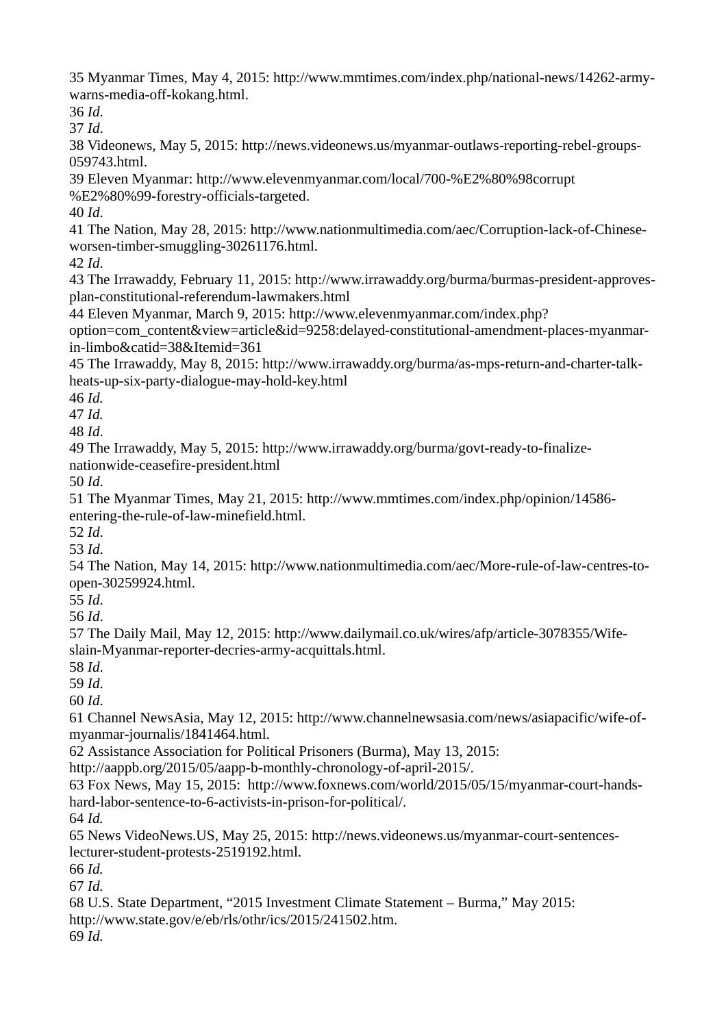35 Myanmar Times, May 4, 2015: http://www.mmtimes.com/index.php/national-news/14262-army-warns-media-off-kokang.html.
36 *Id*.
37 *Id*.
38 Videonews, May 5, 2015: http://news.videonews.us/myanmar-outlaws-reporting-rebel-groups-059743.html.
39 Eleven Myanmar: http://www.elevenmyanmar.com/local/700-%E2%80%98corrupt %E2%80%99-forestry-officials-targeted.
40 *Id*.
41 The Nation, May 28, 2015: http://www.nationmultimedia.com/aec/Corruption-lack-of-Chinese-worsen-timber-smuggling-30261176.html.
42 *Id*.
43 The Irrawaddy, February 11, 2015: http://www.irrawaddy.org/burma/burmas-president-approves-plan-constitutional-referendum-lawmakers.html
44 Eleven Myanmar, March 9, 2015: http://www.elevenmyanmar.com/index.php?option=com_content&view=article&id=9258:delayed-constitutional-amendment-places-myanmar-in-limbo&catid=38&Itemid=361
45 The Irrawaddy, May 8, 2015: http://www.irrawaddy.org/burma/as-mps-return-and-charter-talk-heats-up-six-party-dialogue-may-hold-key.html
46 *Id.*
47 *Id.*
48 *Id*.
49 The Irrawaddy, May 5, 2015: http://www.irrawaddy.org/burma/govt-ready-to-finalize-nationwide-ceasefire-president.html
50 *Id*.
51 The Myanmar Times, May 21, 2015: http://www.mmtimes.com/index.php/opinion/14586-entering-the-rule-of-law-minefield.html.
52 *Id*.
53 *Id*.
54 The Nation, May 14, 2015: http://www.nationmultimedia.com/aec/More-rule-of-law-centres-to-open-30259924.html.
55 *Id*.
56 *Id*.
57 The Daily Mail, May 12, 2015: http://www.dailymail.co.uk/wires/afp/article-3078355/Wife-slain-Myanmar-reporter-decries-army-acquittals.html.
58 *Id*.
59 *Id*.
60 *Id*.
61 Channel NewsAsia, May 12, 2015: http://www.channelnewsasia.com/news/asiapacific/wife-of-myanmar-journalis/1841464.html.
62 Assistance Association for Political Prisoners (Burma), May 13, 2015: http://aappb.org/2015/05/aapp-b-monthly-chronology-of-april-2015/.
63 Fox News, May 15, 2015: http://www.foxnews.com/world/2015/05/15/myanmar-court-hands-hard-labor-sentence-to-6-activists-in-prison-for-political/.
64 *Id.*
65 News VideoNews.US, May 25, 2015: http://news.videonews.us/myanmar-court-sentences-lecturer-student-protests-2519192.html.
66 *Id.*
67 *Id.*
68 U.S. State Department, "2015 Investment Climate Statement – Burma," May 2015: http://www.state.gov/e/eb/rls/othr/ics/2015/241502.htm.
69 *Id.*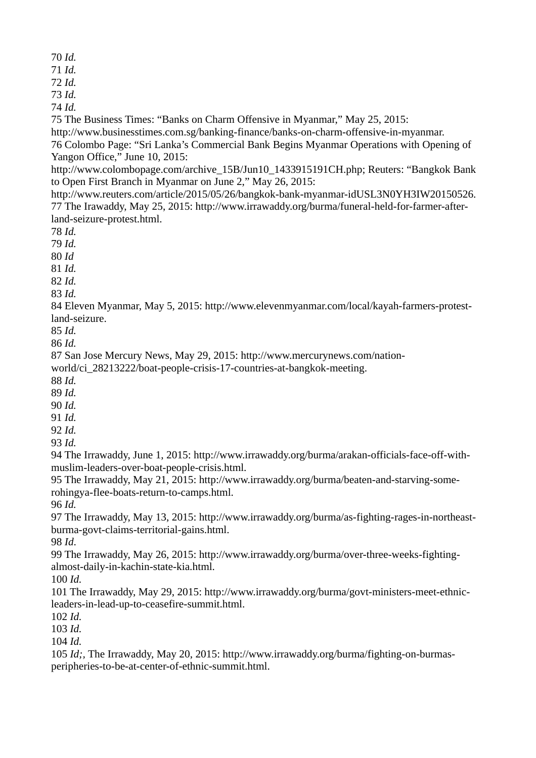70 *Id.*
71 *Id.*
72 *Id.*
73 *Id.*
74 *Id.*
75 The Business Times: "Banks on Charm Offensive in Myanmar," May 25, 2015: http://www.businesstimes.com.sg/banking-finance/banks-on-charm-offensive-in-myanmar.
76 Colombo Page: "Sri Lanka's Commercial Bank Begins Myanmar Operations with Opening of Yangon Office," June 10, 2015: http://www.colombopage.com/archive_15B/Jun10_1433915191CH.php; Reuters: "Bangkok Bank to Open First Branch in Myanmar on June 2," May 26, 2015: http://www.reuters.com/article/2015/05/26/bangkok-bank-myanmar-idUSL3N0YH3IW20150526.
77 The Irawaddy, May 25, 2015: http://www.irrawaddy.org/burma/funeral-held-for-farmer-after-land-seizure-protest.html.
78 *Id.*
79 *Id.*
80 *Id*
81 *Id.*
82 *Id.*
83 *Id.*
84 Eleven Myanmar, May 5, 2015: http://www.elevenmyanmar.com/local/kayah-farmers-protest-land-seizure.
85 *Id.*
86 *Id.*
87 San Jose Mercury News, May 29, 2015: http://www.mercurynews.com/nation-world/ci_28213222/boat-people-crisis-17-countries-at-bangkok-meeting.
88 *Id.*
89 *Id.*
90 *Id.*
91 *Id.*
92 *Id.*
93 *Id.*
94 The Irrawaddy, June 1, 2015: http://www.irrawaddy.org/burma/arakan-officials-face-off-with-muslim-leaders-over-boat-people-crisis.html.
95 The Irrawaddy, May 21, 2015: http://www.irrawaddy.org/burma/beaten-and-starving-some-rohingya-flee-boats-return-to-camps.html.
96 *Id.*
97 The Irrawaddy, May 13, 2015: http://www.irrawaddy.org/burma/as-fighting-rages-in-northeast-burma-govt-claims-territorial-gains.html.
98 *Id*.
99 The Irrawaddy, May 26, 2015: http://www.irrawaddy.org/burma/over-three-weeks-fighting-almost-daily-in-kachin-state-kia.html.
100 *Id.*
101 The Irrawaddy, May 29, 2015: http://www.irrawaddy.org/burma/govt-ministers-meet-ethnic-leaders-in-lead-up-to-ceasefire-summit.html.
102 *Id.*
103 *Id.*
104 *Id.*
105 *Id;*, The Irrawaddy, May 20, 2015: http://www.irrawaddy.org/burma/fighting-on-burmas-peripheries-to-be-at-center-of-ethnic-summit.html.